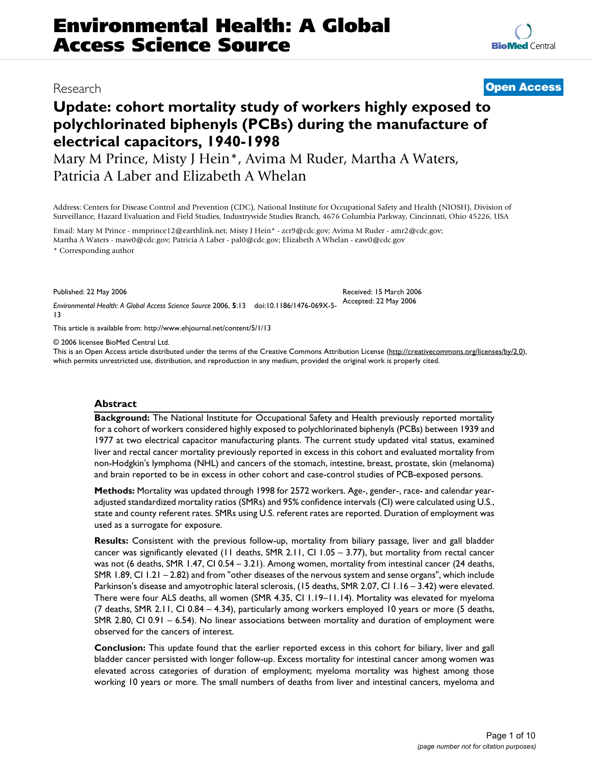Research **Open Access**

# Update: cohort mortality study of workers highly exposed to polychlorinated biphenyls (PCBs) during the manufacture of electrical capacitors, 1940-1998

Mary M Prince, Misty J Hein*, Avima M Ruder, Martha A Waters, Patricia A Laber and Elizabeth A Whelan

Address: Centers for Disease Control and Prevention (CDC), National Institute for Occupational Safety and Health (NIOSH), Division of Surveillance, Hazard Evaluation and Field Studies, Industrywide Studies Branch, 4676 Columbia Parkway, Cincinnati, Ohio 45226, USA

Email: Mary M Prince - mmprince12@earthlink.net; Misty J Hein* - zcr9@cdc.gov; Avima M Ruder - amr2@cdc.gov; Martha A Waters - maw0@cdc.gov; Patricia A Laber - pal0@cdc.gov; Elizabeth A Whelan - eaw0@cdc.gov

* Corresponding author

Published: 22 May 2006

*Environmental Health: A Global Access Science Source* 2006, **5**:13 doi:10.1186/1476-069X-5-13

Received: 15 March 2006
Accepted: 22 May 2006

This article is available from: http://www.ehjournal.net/content/5/1/13

© 2006 licensee BioMed Central Ltd.
This is an Open Access article distributed under the terms of the Creative Commons Attribution License (http://creativecommons.org/licenses/by/2.0), which permits unrestricted use, distribution, and reproduction in any medium, provided the original work is properly cited.

## Abstract

**Background:** The National Institute for Occupational Safety and Health previously reported mortality for a cohort of workers considered highly exposed to polychlorinated biphenyls (PCBs) between 1939 and 1977 at two electrical capacitor manufacturing plants. The current study updated vital status, examined liver and rectal cancer mortality previously reported in excess in this cohort and evaluated mortality from non-Hodgkin's lymphoma (NHL) and cancers of the stomach, intestine, breast, prostate, skin (melanoma) and brain reported to be in excess in other cohort and case-control studies of PCB-exposed persons.

**Methods:** Mortality was updated through 1998 for 2572 workers. Age-, gender-, race- and calendar year-adjusted standardized mortality ratios (SMRs) and 95% confidence intervals (CI) were calculated using U.S., state and county referent rates. SMRs using U.S. referent rates are reported. Duration of employment was used as a surrogate for exposure.

**Results:** Consistent with the previous follow-up, mortality from biliary passage, liver and gall bladder cancer was significantly elevated (11 deaths, SMR 2.11, CI 1.05 – 3.77), but mortality from rectal cancer was not (6 deaths, SMR 1.47, CI 0.54 – 3.21). Among women, mortality from intestinal cancer (24 deaths, SMR 1.89, CI 1.21 – 2.82) and from "other diseases of the nervous system and sense organs", which include Parkinson's disease and amyotrophic lateral sclerosis, (15 deaths, SMR 2.07, CI 1.16 – 3.42) were elevated. There were four ALS deaths, all women (SMR 4.35, CI 1.19–11.14). Mortality was elevated for myeloma (7 deaths, SMR 2.11, CI 0.84 – 4.34), particularly among workers employed 10 years or more (5 deaths, SMR 2.80, CI 0.91 – 6.54). No linear associations between mortality and duration of employment were observed for the cancers of interest.

**Conclusion:** This update found that the earlier reported excess in this cohort for biliary, liver and gall bladder cancer persisted with longer follow-up. Excess mortality for intestinal cancer among women was elevated across categories of duration of employment; myeloma mortality was highest among those working 10 years or more. The small numbers of deaths from liver and intestinal cancers, myeloma and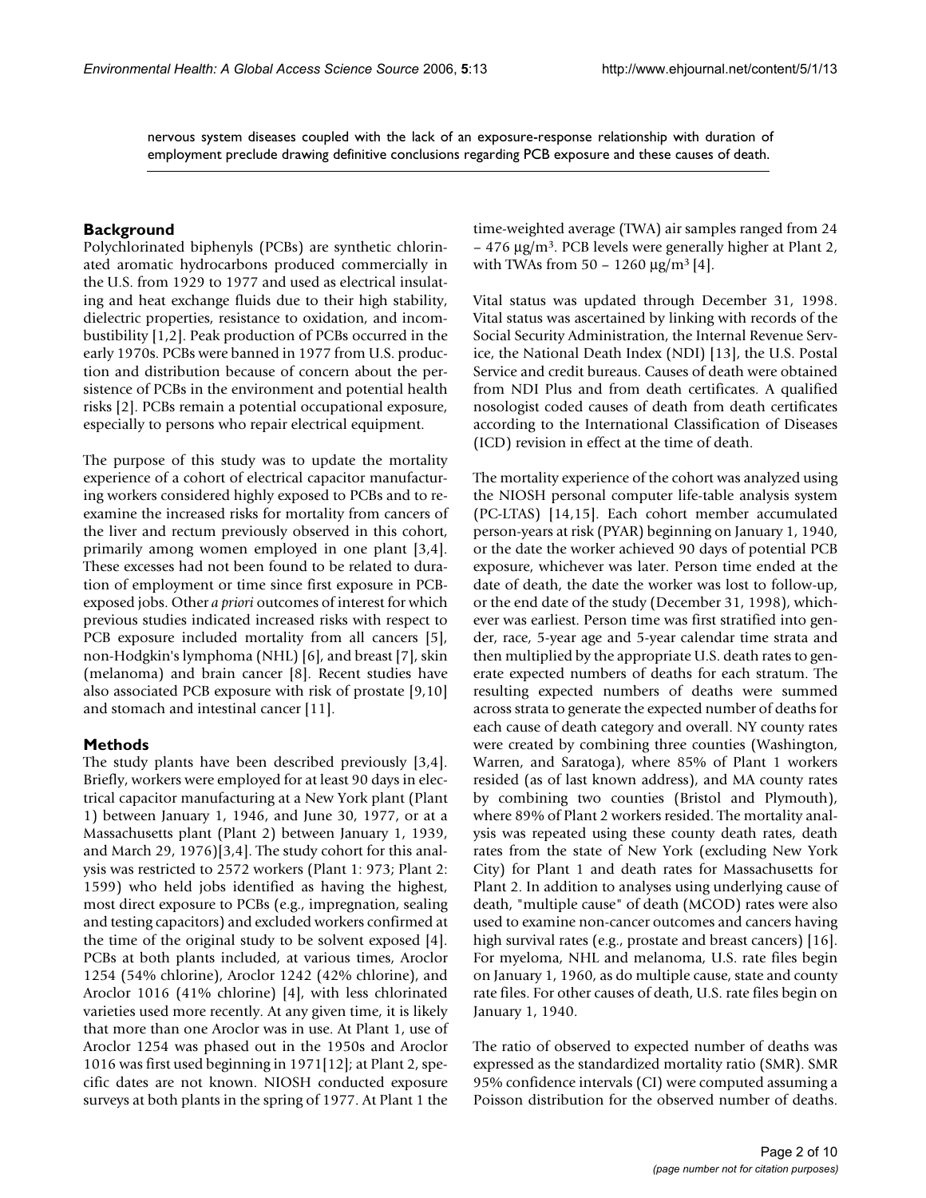nervous system diseases coupled with the lack of an exposure-response relationship with duration of employment preclude drawing definitive conclusions regarding PCB exposure and these causes of death.

## Background

Polychlorinated biphenyls (PCBs) are synthetic chlorinated aromatic hydrocarbons produced commercially in the U.S. from 1929 to 1977 and used as electrical insulating and heat exchange fluids due to their high stability, dielectric properties, resistance to oxidation, and incombustibility [1,2]. Peak production of PCBs occurred in the early 1970s. PCBs were banned in 1977 from U.S. production and distribution because of concern about the persistence of PCBs in the environment and potential health risks [2]. PCBs remain a potential occupational exposure, especially to persons who repair electrical equipment.

The purpose of this study was to update the mortality experience of a cohort of electrical capacitor manufacturing workers considered highly exposed to PCBs and to reexamine the increased risks for mortality from cancers of the liver and rectum previously observed in this cohort, primarily among women employed in one plant [3,4]. These excesses had not been found to be related to duration of employment or time since first exposure in PCB-exposed jobs. Other *a priori* outcomes of interest for which previous studies indicated increased risks with respect to PCB exposure included mortality from all cancers [5], non-Hodgkin's lymphoma (NHL) [6], and breast [7], skin (melanoma) and brain cancer [8]. Recent studies have also associated PCB exposure with risk of prostate [9,10] and stomach and intestinal cancer [11].

## Methods

The study plants have been described previously [3,4]. Briefly, workers were employed for at least 90 days in electrical capacitor manufacturing at a New York plant (Plant 1) between January 1, 1946, and June 30, 1977, or at a Massachusetts plant (Plant 2) between January 1, 1939, and March 29, 1976)[3,4]. The study cohort for this analysis was restricted to 2572 workers (Plant 1: 973; Plant 2: 1599) who held jobs identified as having the highest, most direct exposure to PCBs (e.g., impregnation, sealing and testing capacitors) and excluded workers confirmed at the time of the original study to be solvent exposed [4]. PCBs at both plants included, at various times, Aroclor 1254 (54% chlorine), Aroclor 1242 (42% chlorine), and Aroclor 1016 (41% chlorine) [4], with less chlorinated varieties used more recently. At any given time, it is likely that more than one Aroclor was in use. At Plant 1, use of Aroclor 1254 was phased out in the 1950s and Aroclor 1016 was first used beginning in 1971[12]; at Plant 2, specific dates are not known. NIOSH conducted exposure surveys at both plants in the spring of 1977. At Plant 1 the time-weighted average (TWA) air samples ranged from 24 – 476 μg/m$^3$. PCB levels were generally higher at Plant 2, with TWAs from 50 – 1260 μg/m$^3$ [4].

Vital status was updated through December 31, 1998. Vital status was ascertained by linking with records of the Social Security Administration, the Internal Revenue Service, the National Death Index (NDI) [13], the U.S. Postal Service and credit bureaus. Causes of death were obtained from NDI Plus and from death certificates. A qualified nosologist coded causes of death from death certificates according to the International Classification of Diseases (ICD) revision in effect at the time of death.

The mortality experience of the cohort was analyzed using the NIOSH personal computer life-table analysis system (PC-LTAS) [14,15]. Each cohort member accumulated person-years at risk (PYAR) beginning on January 1, 1940, or the date the worker achieved 90 days of potential PCB exposure, whichever was later. Person time ended at the date of death, the date the worker was lost to follow-up, or the end date of the study (December 31, 1998), whichever was earliest. Person time was first stratified into gender, race, 5-year age and 5-year calendar time strata and then multiplied by the appropriate U.S. death rates to generate expected numbers of deaths for each stratum. The resulting expected numbers of deaths were summed across strata to generate the expected number of deaths for each cause of death category and overall. NY county rates were created by combining three counties (Washington, Warren, and Saratoga), where 85% of Plant 1 workers resided (as of last known address), and MA county rates by combining two counties (Bristol and Plymouth), where 89% of Plant 2 workers resided. The mortality analysis was repeated using these county death rates, death rates from the state of New York (excluding New York City) for Plant 1 and death rates for Massachusetts for Plant 2. In addition to analyses using underlying cause of death, "multiple cause" of death (MCOD) rates were also used to examine non-cancer outcomes and cancers having high survival rates (e.g., prostate and breast cancers) [16]. For myeloma, NHL and melanoma, U.S. rate files begin on January 1, 1960, as do multiple cause, state and county rate files. For other causes of death, U.S. rate files begin on January 1, 1940.

The ratio of observed to expected number of deaths was expressed as the standardized mortality ratio (SMR). SMR 95% confidence intervals (CI) were computed assuming a Poisson distribution for the observed number of deaths.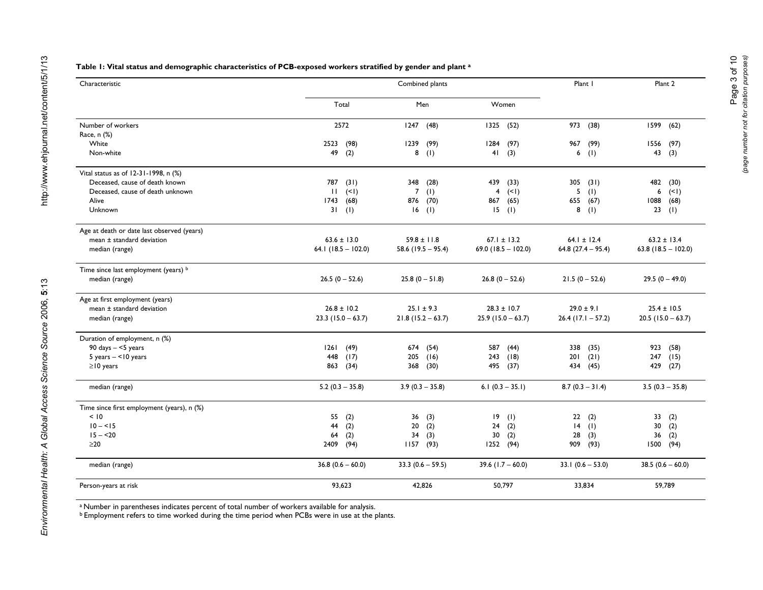**Table 1: Vital status and demographic characteristics of PCB-exposed workers stratified by gender and plant [a]**

| Characteristic | Combined plants | | | Plant 1 | Plant 2 |
|---|---|---|---|---|---|
| | Total | Men | Women | | |
| Number of workers | 2572 | 1247 (48) | 1325 (52) | 973 (38) | 1599 (62) |
| Race, n (%) | | | | | |
| White | 2523 (98) | 1239 (99) | 1284 (97) | 967 (99) | 1556 (97) |
| Non-white | 49 (2) | 8 (1) | 41 (3) | 6 (1) | 43 (3) |
| Vital status as of 12-31-1998, n (%) | | | | | |
| Deceased, cause of death known | 787 (31) | 348 (28) | 439 (33) | 305 (31) | 482 (30) |
| Deceased, cause of death unknown | 11 (<1) | 7 (1) | 4 (<1) | 5 (1) | 6 (<1) |
| Alive | 1743 (68) | 876 (70) | 867 (65) | 655 (67) | 1088 (68) |
| Unknown | 31 (1) | 16 (1) | 15 (1) | 8 (1) | 23 (1) |
| Age at death or date last observed (years) | | | | | |
| mean ± standard deviation | 63.6 ± 13.0 | 59.8 ± 11.8 | 67.1 ± 13.2 | 64.1 ± 12.4 | 63.2 ± 13.4 |
| median (range) | 64.1 (18.5 – 102.0) | 58.6 (19.5 – 95.4) | 69.0 (18.5 – 102.0) | 64.8 (27.4 – 95.4) | 63.8 (18.5 – 102.0) |
| Time since last employment (years) [b] | | | | | |
| median (range) | 26.5 (0 – 52.6) | 25.8 (0 – 51.8) | 26.8 (0 – 52.6) | 21.5 (0 – 52.6) | 29.5 (0 – 49.0) |
| Age at first employment (years) | | | | | |
| mean ± standard deviation | 26.8 ± 10.2 | 25.1 ± 9.3 | 28.3 ± 10.7 | 29.0 ± 9.1 | 25.4 ± 10.5 |
| median (range) | 23.3 (15.0 – 63.7) | 21.8 (15.2 – 63.7) | 25.9 (15.0 – 63.7) | 26.4 (17.1 – 57.2) | 20.5 (15.0 – 63.7) |
| Duration of employment, n (%) | | | | | |
| 90 days – <5 years | 1261 (49) | 674 (54) | 587 (44) | 338 (35) | 923 (58) |
| 5 years – <10 years | 448 (17) | 205 (16) | 243 (18) | 201 (21) | 247 (15) |
| ≥10 years | 863 (34) | 368 (30) | 495 (37) | 434 (45) | 429 (27) |
| median (range) | 5.2 (0.3 – 35.8) | 3.9 (0.3 – 35.8) | 6.1 (0.3 – 35.1) | 8.7 (0.3 – 31.4) | 3.5 (0.3 – 35.8) |
| Time since first employment (years), n (%) | | | | | |
| < 10 | 55 (2) | 36 (3) | 19 (1) | 22 (2) | 33 (2) |
| 10 – <15 | 44 (2) | 20 (2) | 24 (2) | 14 (1) | 30 (2) |
| 15 – <20 | 64 (2) | 34 (3) | 30 (2) | 28 (3) | 36 (2) |
| ≥20 | 2409 (94) | 1157 (93) | 1252 (94) | 909 (93) | 1500 (94) |
| median (range) | 36.8 (0.6 – 60.0) | 33.3 (0.6 – 59.5) | 39.6 (1.7 – 60.0) | 33.1 (0.6 – 53.0) | 38.5 (0.6 – 60.0) |
| Person-years at risk | 93,623 | 42,826 | 50,797 | 33,834 | 59,789 |

[a] Number in parentheses indicates percent of total number of workers available for analysis.
[b] Employment refers to time worked during the time period when PCBs were in use at the plants.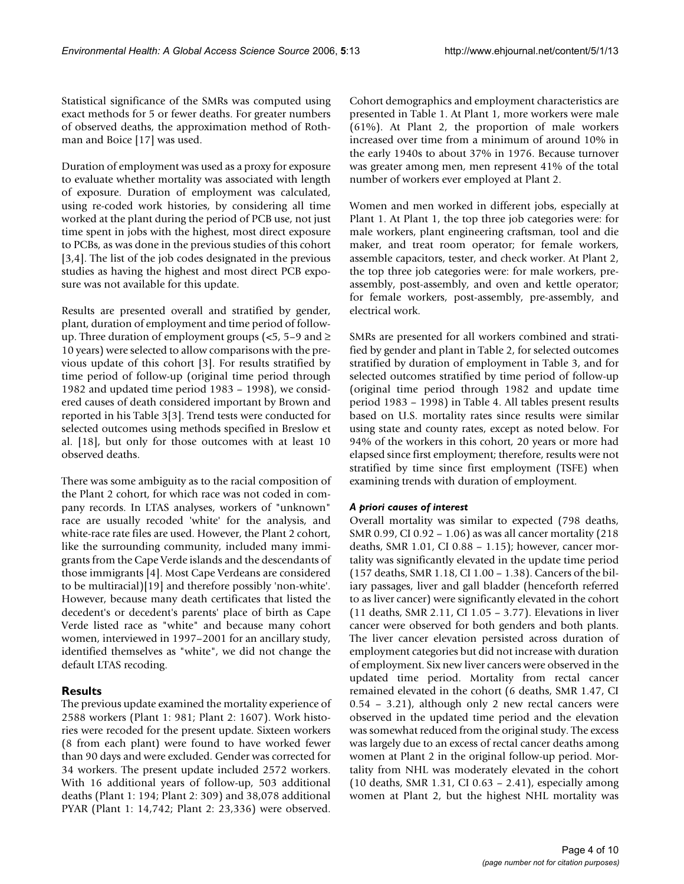Statistical significance of the SMRs was computed using exact methods for 5 or fewer deaths. For greater numbers of observed deaths, the approximation method of Rothman and Boice [17] was used.

Duration of employment was used as a proxy for exposure to evaluate whether mortality was associated with length of exposure. Duration of employment was calculated, using re-coded work histories, by considering all time worked at the plant during the period of PCB use, not just time spent in jobs with the highest, most direct exposure to PCBs, as was done in the previous studies of this cohort [3,4]. The list of the job codes designated in the previous studies as having the highest and most direct PCB exposure was not available for this update.

Results are presented overall and stratified by gender, plant, duration of employment and time period of follow-up. Three duration of employment groups (<5, 5–9 and ≥ 10 years) were selected to allow comparisons with the previous update of this cohort [3]. For results stratified by time period of follow-up (original time period through 1982 and updated time period 1983 – 1998), we considered causes of death considered important by Brown and reported in his Table 3[3]. Trend tests were conducted for selected outcomes using methods specified in Breslow et al. [18], but only for those outcomes with at least 10 observed deaths.

There was some ambiguity as to the racial composition of the Plant 2 cohort, for which race was not coded in company records. In LTAS analyses, workers of "unknown" race are usually recoded 'white' for the analysis, and white-race rate files are used. However, the Plant 2 cohort, like the surrounding community, included many immigrants from the Cape Verde islands and the descendants of those immigrants [4]. Most Cape Verdeans are considered to be multiracial)[19] and therefore possibly 'non-white'. However, because many death certificates that listed the decedent's or decedent's parents' place of birth as Cape Verde listed race as "white" and because many cohort women, interviewed in 1997–2001 for an ancillary study, identified themselves as "white", we did not change the default LTAS recoding.

## Results

The previous update examined the mortality experience of 2588 workers (Plant 1: 981; Plant 2: 1607). Work histories were recoded for the present update. Sixteen workers (8 from each plant) were found to have worked fewer than 90 days and were excluded. Gender was corrected for 34 workers. The present update included 2572 workers. With 16 additional years of follow-up, 503 additional deaths (Plant 1: 194; Plant 2: 309) and 38,078 additional PYAR (Plant 1: 14,742; Plant 2: 23,336) were observed.

Cohort demographics and employment characteristics are presented in Table 1. At Plant 1, more workers were male (61%). At Plant 2, the proportion of male workers increased over time from a minimum of around 10% in the early 1940s to about 37% in 1976. Because turnover was greater among men, men represent 41% of the total number of workers ever employed at Plant 2.

Women and men worked in different jobs, especially at Plant 1. At Plant 1, the top three job categories were: for male workers, plant engineering craftsman, tool and die maker, and treat room operator; for female workers, assemble capacitors, tester, and check worker. At Plant 2, the top three job categories were: for male workers, pre-assembly, post-assembly, and oven and kettle operator; for female workers, post-assembly, pre-assembly, and electrical work.

SMRs are presented for all workers combined and stratified by gender and plant in Table 2, for selected outcomes stratified by duration of employment in Table 3, and for selected outcomes stratified by time period of follow-up (original time period through 1982 and update time period 1983 – 1998) in Table 4. All tables present results based on U.S. mortality rates since results were similar using state and county rates, except as noted below. For 94% of the workers in this cohort, 20 years or more had elapsed since first employment; therefore, results were not stratified by time since first employment (TSFE) when examining trends with duration of employment.

### *A priori causes of interest*

Overall mortality was similar to expected (798 deaths, SMR 0.99, CI 0.92 – 1.06) as was all cancer mortality (218 deaths, SMR 1.01, CI 0.88 – 1.15); however, cancer mortality was significantly elevated in the update time period (157 deaths, SMR 1.18, CI 1.00 – 1.38). Cancers of the biliary passages, liver and gall bladder (henceforth referred to as liver cancer) were significantly elevated in the cohort (11 deaths, SMR 2.11, CI 1.05 – 3.77). Elevations in liver cancer were observed for both genders and both plants. The liver cancer elevation persisted across duration of employment categories but did not increase with duration of employment. Six new liver cancers were observed in the updated time period. Mortality from rectal cancer remained elevated in the cohort (6 deaths, SMR 1.47, CI 0.54 – 3.21), although only 2 new rectal cancers were observed in the updated time period and the elevation was somewhat reduced from the original study. The excess was largely due to an excess of rectal cancer deaths among women at Plant 2 in the original follow-up period. Mortality from NHL was moderately elevated in the cohort (10 deaths, SMR 1.31, CI 0.63 – 2.41), especially among women at Plant 2, but the highest NHL mortality was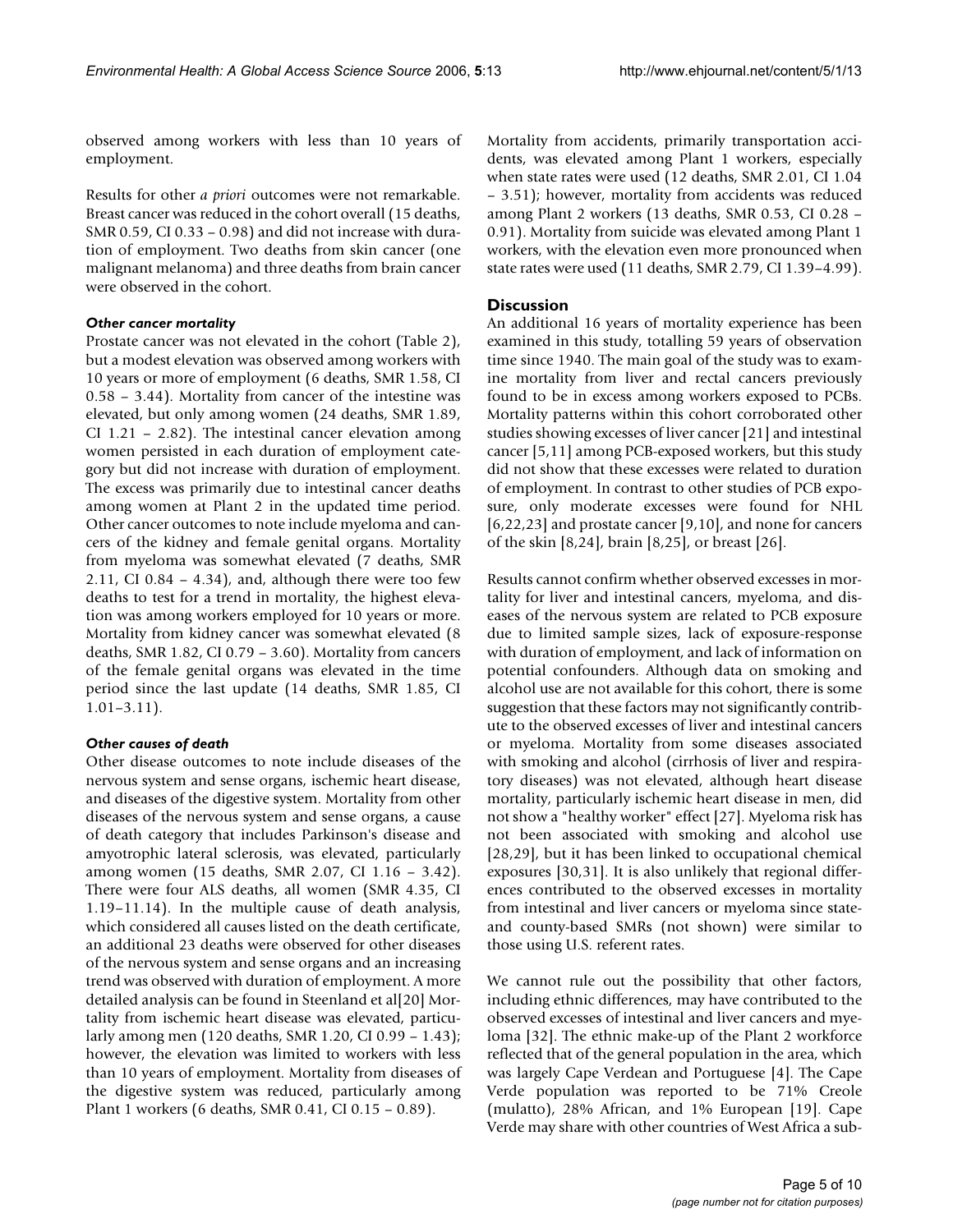observed among workers with less than 10 years of employment.

Results for other *a priori* outcomes were not remarkable. Breast cancer was reduced in the cohort overall (15 deaths, SMR 0.59, CI 0.33 – 0.98) and did not increase with duration of employment. Two deaths from skin cancer (one malignant melanoma) and three deaths from brain cancer were observed in the cohort.

### *Other cancer mortality*

Prostate cancer was not elevated in the cohort (Table 2), but a modest elevation was observed among workers with 10 years or more of employment (6 deaths, SMR 1.58, CI 0.58 – 3.44). Mortality from cancer of the intestine was elevated, but only among women (24 deaths, SMR 1.89, CI 1.21 – 2.82). The intestinal cancer elevation among women persisted in each duration of employment category but did not increase with duration of employment. The excess was primarily due to intestinal cancer deaths among women at Plant 2 in the updated time period. Other cancer outcomes to note include myeloma and cancers of the kidney and female genital organs. Mortality from myeloma was somewhat elevated (7 deaths, SMR 2.11, CI 0.84 – 4.34), and, although there were too few deaths to test for a trend in mortality, the highest elevation was among workers employed for 10 years or more. Mortality from kidney cancer was somewhat elevated (8 deaths, SMR 1.82, CI 0.79 – 3.60). Mortality from cancers of the female genital organs was elevated in the time period since the last update (14 deaths, SMR 1.85, CI 1.01–3.11).

### *Other causes of death*

Other disease outcomes to note include diseases of the nervous system and sense organs, ischemic heart disease, and diseases of the digestive system. Mortality from other diseases of the nervous system and sense organs, a cause of death category that includes Parkinson's disease and amyotrophic lateral sclerosis, was elevated, particularly among women (15 deaths, SMR 2.07, CI 1.16 – 3.42). There were four ALS deaths, all women (SMR 4.35, CI 1.19–11.14). In the multiple cause of death analysis, which considered all causes listed on the death certificate, an additional 23 deaths were observed for other diseases of the nervous system and sense organs and an increasing trend was observed with duration of employment. A more detailed analysis can be found in Steenland et al[20] Mortality from ischemic heart disease was elevated, particularly among men (120 deaths, SMR 1.20, CI 0.99 – 1.43); however, the elevation was limited to workers with less than 10 years of employment. Mortality from diseases of the digestive system was reduced, particularly among Plant 1 workers (6 deaths, SMR 0.41, CI 0.15 – 0.89).

Mortality from accidents, primarily transportation accidents, was elevated among Plant 1 workers, especially when state rates were used (12 deaths, SMR 2.01, CI 1.04 – 3.51); however, mortality from accidents was reduced among Plant 2 workers (13 deaths, SMR 0.53, CI 0.28 – 0.91). Mortality from suicide was elevated among Plant 1 workers, with the elevation even more pronounced when state rates were used (11 deaths, SMR 2.79, CI 1.39–4.99).

## Discussion

An additional 16 years of mortality experience has been examined in this study, totalling 59 years of observation time since 1940. The main goal of the study was to examine mortality from liver and rectal cancers previously found to be in excess among workers exposed to PCBs. Mortality patterns within this cohort corroborated other studies showing excesses of liver cancer [21] and intestinal cancer [5,11] among PCB-exposed workers, but this study did not show that these excesses were related to duration of employment. In contrast to other studies of PCB exposure, only moderate excesses were found for NHL [6,22,23] and prostate cancer [9,10], and none for cancers of the skin [8,24], brain [8,25], or breast [26].

Results cannot confirm whether observed excesses in mortality for liver and intestinal cancers, myeloma, and diseases of the nervous system are related to PCB exposure due to limited sample sizes, lack of exposure-response with duration of employment, and lack of information on potential confounders. Although data on smoking and alcohol use are not available for this cohort, there is some suggestion that these factors may not significantly contribute to the observed excesses of liver and intestinal cancers or myeloma. Mortality from some diseases associated with smoking and alcohol (cirrhosis of liver and respiratory diseases) was not elevated, although heart disease mortality, particularly ischemic heart disease in men, did not show a "healthy worker" effect [27]. Myeloma risk has not been associated with smoking and alcohol use [28,29], but it has been linked to occupational chemical exposures [30,31]. It is also unlikely that regional differences contributed to the observed excesses in mortality from intestinal and liver cancers or myeloma since state- and county-based SMRs (not shown) were similar to those using U.S. referent rates.

We cannot rule out the possibility that other factors, including ethnic differences, may have contributed to the observed excesses of intestinal and liver cancers and myeloma [32]. The ethnic make-up of the Plant 2 workforce reflected that of the general population in the area, which was largely Cape Verdean and Portuguese [4]. The Cape Verde population was reported to be 71% Creole (mulatto), 28% African, and 1% European [19]. Cape Verde may share with other countries of West Africa a sub-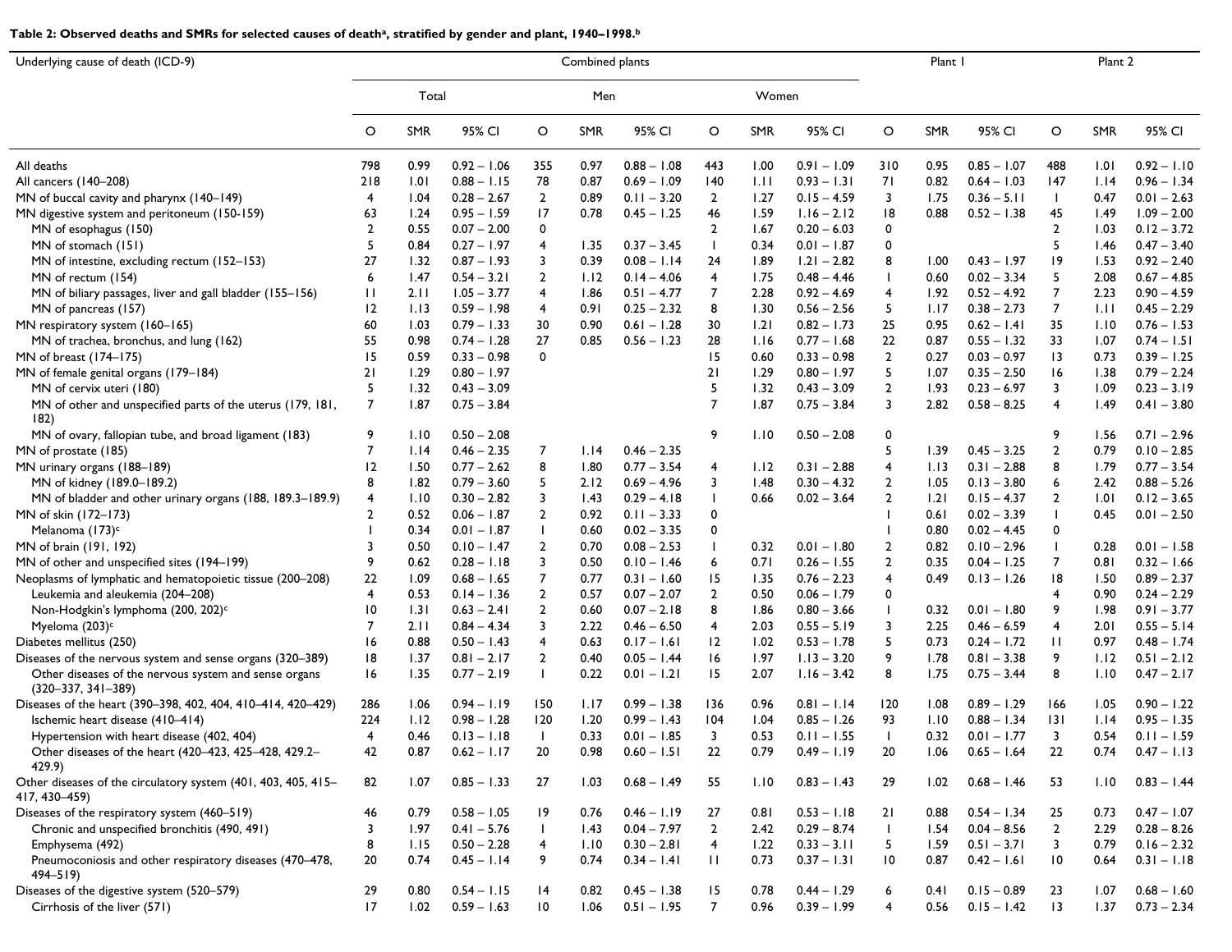**Table 2: Observed deaths and SMRs for selected causes of death[a], stratified by gender and plant, 1940–1998.[b]**

| Underlying cause of death (ICD-9) | Combined plants | | | | | | | | | Plant 1 | | | Plant 2 | | |
|---|---|---|---|---|---|---|---|---|---|---|---|---|---|---|---|
| | Total | | | Men | | | Women | | | | | | | | |
| | O | SMR | 95% CI | O | SMR | 95% CI | O | SMR | 95% CI | O | SMR | 95% CI | O | SMR | 95% CI |
| All deaths | 798 | 0.99 | 0.92 – 1.06 | 355 | 0.97 | 0.88 – 1.08 | 443 | 1.00 | 0.91 – 1.09 | 310 | 0.95 | 0.85 – 1.07 | 488 | 1.01 | 0.92 – 1.10 |
| All cancers (140–208) | 218 | 1.01 | 0.88 – 1.15 | 78 | 0.87 | 0.69 – 1.09 | 140 | 1.11 | 0.93 – 1.31 | 71 | 0.82 | 0.64 – 1.03 | 147 | 1.14 | 0.96 – 1.34 |
| MN of buccal cavity and pharynx (140–149) | 4 | 1.04 | 0.28 – 2.67 | 2 | 0.89 | 0.11 – 3.20 | 2 | 1.27 | 0.15 – 4.59 | 3 | 1.75 | 0.36 – 5.11 | 1 | 0.47 | 0.01 – 2.63 |
| MN digestive system and peritoneum (150-159) | 63 | 1.24 | 0.95 – 1.59 | 17 | 0.78 | 0.45 – 1.25 | 46 | 1.59 | 1.16 – 2.12 | 18 | 0.88 | 0.52 – 1.38 | 45 | 1.49 | 1.09 – 2.00 |
| MN of esophagus (150) | 2 | 0.55 | 0.07 – 2.00 | 0 | | | 2 | 1.67 | 0.20 – 6.03 | 0 | | | 2 | 1.03 | 0.12 – 3.72 |
| MN of stomach (151) | 5 | 0.84 | 0.27 – 1.97 | 4 | 1.35 | 0.37 – 3.45 | 1 | 0.34 | 0.01 – 1.87 | 0 | | | 5 | 1.46 | 0.47 – 3.40 |
| MN of intestine, excluding rectum (152–153) | 27 | 1.32 | 0.87 – 1.93 | 3 | 0.39 | 0.08 – 1.14 | 24 | 1.89 | 1.21 – 2.82 | 8 | 1.00 | 0.43 – 1.97 | 19 | 1.53 | 0.92 – 2.40 |
| MN of rectum (154) | 6 | 1.47 | 0.54 – 3.21 | 2 | 1.12 | 0.14 – 4.06 | 4 | 1.75 | 0.48 – 4.46 | 1 | 0.60 | 0.02 – 3.34 | 5 | 2.08 | 0.67 – 4.85 |
| MN of biliary passages, liver and gall bladder (155–156) | 11 | 2.11 | 1.05 – 3.77 | 4 | 1.86 | 0.51 – 4.77 | 7 | 2.28 | 0.92 – 4.69 | 4 | 1.92 | 0.52 – 4.92 | 7 | 2.23 | 0.90 – 4.59 |
| MN of pancreas (157) | 12 | 1.13 | 0.59 – 1.98 | 4 | 0.91 | 0.25 – 2.32 | 8 | 1.30 | 0.56 – 2.56 | 5 | 1.17 | 0.38 – 2.73 | 7 | 1.11 | 0.45 – 2.29 |
| MN respiratory system (160–165) | 60 | 1.03 | 0.79 – 1.33 | 30 | 0.90 | 0.61 – 1.28 | 30 | 1.21 | 0.82 – 1.73 | 25 | 0.95 | 0.62 – 1.41 | 35 | 1.10 | 0.76 – 1.53 |
| MN of trachea, bronchus, and lung (162) | 55 | 0.98 | 0.74 – 1.28 | 27 | 0.85 | 0.56 – 1.23 | 28 | 1.16 | 0.77 – 1.68 | 22 | 0.87 | 0.55 – 1.32 | 33 | 1.07 | 0.74 – 1.51 |
| MN of breast (174–175) | 15 | 0.59 | 0.33 – 0.98 | 0 | | | 15 | 0.60 | 0.33 – 0.98 | 2 | 0.27 | 0.03 – 0.97 | 13 | 0.73 | 0.39 – 1.25 |
| MN of female genital organs (179–184) | 21 | 1.29 | 0.80 – 1.97 | | | | 21 | 1.29 | 0.80 – 1.97 | 5 | 1.07 | 0.35 – 2.50 | 16 | 1.38 | 0.79 – 2.24 |
| MN of cervix uteri (180) | 5 | 1.32 | 0.43 – 3.09 | | | | 5 | 1.32 | 0.43 – 3.09 | 2 | 1.93 | 0.23 – 6.97 | 3 | 1.09 | 0.23 – 3.19 |
| MN of other and unspecified parts of the uterus (179, 181, 182) | 7 | 1.87 | 0.75 – 3.84 | | | | 7 | 1.87 | 0.75 – 3.84 | 3 | 2.82 | 0.58 – 8.25 | 4 | 1.49 | 0.41 – 3.80 |
| MN of ovary, fallopian tube, and broad ligament (183) | 9 | 1.10 | 0.50 – 2.08 | | | | 9 | 1.10 | 0.50 – 2.08 | 0 | | | 9 | 1.56 | 0.71 – 2.96 |
| MN of prostate (185) | 7 | 1.14 | 0.46 – 2.35 | 7 | 1.14 | 0.46 – 2.35 | | | | 5 | 1.39 | 0.45 – 3.25 | 2 | 0.79 | 0.10 – 2.85 |
| MN urinary organs (188–189) | 12 | 1.50 | 0.77 – 2.62 | 8 | 1.80 | 0.77 – 3.54 | 4 | 1.12 | 0.31 – 2.88 | 4 | 1.13 | 0.31 – 2.88 | 8 | 1.79 | 0.77 – 3.54 |
| MN of kidney (189.0–189.2) | 8 | 1.82 | 0.79 – 3.60 | 5 | 2.12 | 0.69 – 4.96 | 3 | 1.48 | 0.30 – 4.32 | 2 | 1.05 | 0.13 – 3.80 | 6 | 2.42 | 0.88 – 5.26 |
| MN of bladder and other urinary organs (188, 189.3–189.9) | 4 | 1.10 | 0.30 – 2.82 | 3 | 1.43 | 0.29 – 4.18 | 1 | 0.66 | 0.02 – 3.64 | 2 | 1.21 | 0.15 – 4.37 | 2 | 1.01 | 0.12 – 3.65 |
| MN of skin (172–173) | 2 | 0.52 | 0.06 – 1.87 | 2 | 0.92 | 0.11 – 3.33 | 0 | | | 1 | 0.61 | 0.02 – 3.39 | 1 | 0.45 | 0.01 – 2.50 |
| Melanoma (173)[c] | 1 | 0.34 | 0.01 – 1.87 | 1 | 0.60 | 0.02 – 3.35 | 0 | | | 1 | 0.80 | 0.02 – 4.45 | 0 | | |
| MN of brain (191, 192) | 3 | 0.50 | 0.10 – 1.47 | 2 | 0.70 | 0.08 – 2.53 | 1 | 0.32 | 0.01 – 1.80 | 2 | 0.82 | 0.10 – 2.96 | 1 | 0.28 | 0.01 – 1.58 |
| MN of other and unspecified sites (194–199) | 9 | 0.62 | 0.28 – 1.18 | 3 | 0.50 | 0.10 – 1.46 | 6 | 0.71 | 0.26 – 1.55 | 2 | 0.35 | 0.04 – 1.25 | 7 | 0.81 | 0.32 – 1.66 |
| Neoplasms of lymphatic and hematopoietic tissue (200–208) | 22 | 1.09 | 0.68 – 1.65 | 7 | 0.77 | 0.31 – 1.60 | 15 | 1.35 | 0.76 – 2.23 | 4 | 0.49 | 0.13 – 1.26 | 18 | 1.50 | 0.89 – 2.37 |
| Leukemia and aleukemia (204–208) | 4 | 0.53 | 0.14 – 1.36 | 2 | 0.57 | 0.07 – 2.07 | 2 | 0.50 | 0.06 – 1.79 | 0 | | | 4 | 0.90 | 0.24 – 2.29 |
| Non-Hodgkin's lymphoma (200, 202)[c] | 10 | 1.31 | 0.63 – 2.41 | 2 | 0.60 | 0.07 – 2.18 | 8 | 1.86 | 0.80 – 3.66 | 1 | 0.32 | 0.01 – 1.80 | 9 | 1.98 | 0.91 – 3.77 |
| Myeloma (203)[c] | 7 | 2.11 | 0.84 – 4.34 | 3 | 2.22 | 0.46 – 6.50 | 4 | 2.03 | 0.55 – 5.19 | 3 | 2.25 | 0.46 – 6.59 | 4 | 2.01 | 0.55 – 5.14 |
| Diabetes mellitus (250) | 16 | 0.88 | 0.50 – 1.43 | 4 | 0.63 | 0.17 – 1.61 | 12 | 1.02 | 0.53 – 1.78 | 5 | 0.73 | 0.24 – 1.72 | 11 | 0.97 | 0.48 – 1.74 |
| Diseases of the nervous system and sense organs (320–389) | 18 | 1.37 | 0.81 – 2.17 | 2 | 0.40 | 0.05 – 1.44 | 16 | 1.97 | 1.13 – 3.20 | 9 | 1.78 | 0.81 – 3.38 | 9 | 1.12 | 0.51 – 2.12 |
| Other diseases of the nervous system and sense organs (320–337, 341–389) | 16 | 1.35 | 0.77 – 2.19 | 1 | 0.22 | 0.01 – 1.21 | 15 | 2.07 | 1.16 – 3.42 | 8 | 1.75 | 0.75 – 3.44 | 8 | 1.10 | 0.47 – 2.17 |
| Diseases of the heart (390–398, 402, 404, 410–414, 420–429) | 286 | 1.06 | 0.94 – 1.19 | 150 | 1.17 | 0.99 – 1.38 | 136 | 0.96 | 0.81 – 1.14 | 120 | 1.08 | 0.89 – 1.29 | 166 | 1.05 | 0.90 – 1.22 |
| Ischemic heart disease (410–414) | 224 | 1.12 | 0.98 – 1.28 | 120 | 1.20 | 0.99 – 1.43 | 104 | 1.04 | 0.85 – 1.26 | 93 | 1.10 | 0.88 – 1.34 | 131 | 1.14 | 0.95 – 1.35 |
| Hypertension with heart disease (402, 404) | 4 | 0.46 | 0.13 – 1.18 | 1 | 0.33 | 0.01 – 1.85 | 3 | 0.53 | 0.11 – 1.55 | 1 | 0.32 | 0.01 – 1.77 | 3 | 0.54 | 0.11 – 1.59 |
| Other diseases of the heart (420–423, 425–428, 429.2–429.9) | 42 | 0.87 | 0.62 – 1.17 | 20 | 0.98 | 0.60 – 1.51 | 22 | 0.79 | 0.49 – 1.19 | 20 | 1.06 | 0.65 – 1.64 | 22 | 0.74 | 0.47 – 1.13 |
| Other diseases of the circulatory system (401, 403, 405, 415–417, 430–459) | 82 | 1.07 | 0.85 – 1.33 | 27 | 1.03 | 0.68 – 1.49 | 55 | 1.10 | 0.83 – 1.43 | 29 | 1.02 | 0.68 – 1.46 | 53 | 1.10 | 0.83 – 1.44 |
| Diseases of the respiratory system (460–519) | 46 | 0.79 | 0.58 – 1.05 | 19 | 0.76 | 0.46 – 1.19 | 27 | 0.81 | 0.53 – 1.18 | 21 | 0.88 | 0.54 – 1.34 | 25 | 0.73 | 0.47 – 1.07 |
| Chronic and unspecified bronchitis (490, 491) | 3 | 1.97 | 0.41 – 5.76 | 1 | 1.43 | 0.04 – 7.97 | 2 | 2.42 | 0.29 – 8.74 | 1 | 1.54 | 0.04 – 8.56 | 2 | 2.29 | 0.28 – 8.26 |
| Emphysema (492) | 8 | 1.15 | 0.50 – 2.28 | 4 | 1.10 | 0.30 – 2.81 | 4 | 1.22 | 0.33 – 3.11 | 5 | 1.59 | 0.51 – 3.71 | 3 | 0.79 | 0.16 – 2.32 |
| Pneumoconiosis and other respiratory diseases (470–478, 494–519) | 20 | 0.74 | 0.45 – 1.14 | 9 | 0.74 | 0.34 – 1.41 | 11 | 0.73 | 0.37 – 1.31 | 10 | 0.87 | 0.42 – 1.61 | 10 | 0.64 | 0.31 – 1.18 |
| Diseases of the digestive system (520–579) | 29 | 0.80 | 0.54 – 1.15 | 14 | 0.82 | 0.45 – 1.38 | 15 | 0.78 | 0.44 – 1.29 | 6 | 0.41 | 0.15 – 0.89 | 23 | 1.07 | 0.68 – 1.60 |
| Cirrhosis of the liver (571) | 17 | 1.02 | 0.59 – 1.63 | 10 | 1.06 | 0.51 – 1.95 | 7 | 0.96 | 0.39 – 1.99 | 4 | 0.56 | 0.15 – 1.42 | 13 | 1.37 | 0.73 – 2.34 |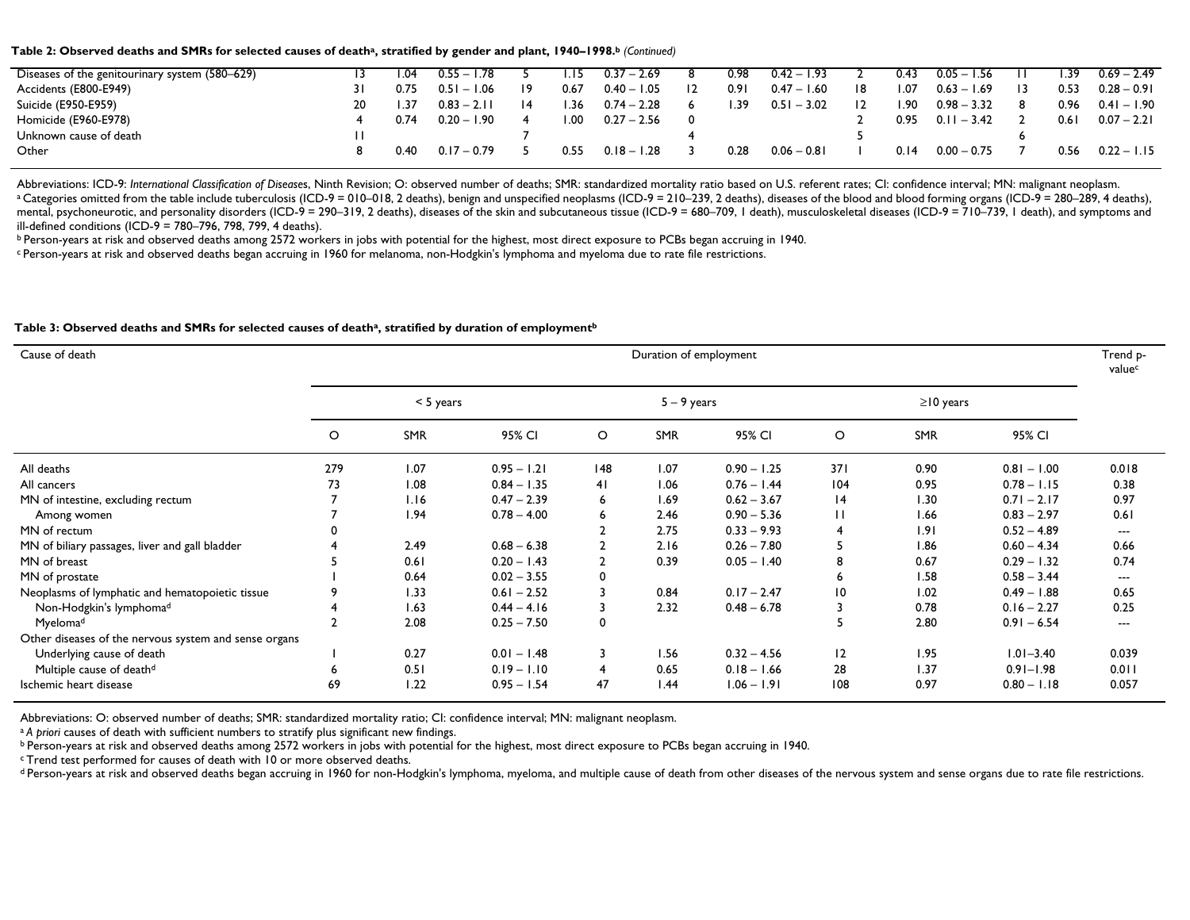**Table 2: Observed deaths and SMRs for selected causes of death[a], stratified by gender and plant, 1940–1998.[b]** *(Continued)*

| | | | | | | | | | | | | | | | |
|---|---|---|---|---|---|---|---|---|---|---|---|---|---|---|---|
| Diseases of the genitourinary system (580–629) | 13 | 1.04 | 0.55 – 1.78 | 5 | 1.15 | 0.37 – 2.69 | 8 | 0.98 | 0.42 – 1.93 | 2 | 0.43 | 0.05 – 1.56 | 11 | 1.39 | 0.69 – 2.49 |
| Accidents (E800-E949) | 31 | 0.75 | 0.51 – 1.06 | 19 | 0.67 | 0.40 – 1.05 | 12 | 0.91 | 0.47 – 1.60 | 18 | 1.07 | 0.63 – 1.69 | 13 | 0.53 | 0.28 – 0.91 |
| Suicide (E950-E959) | 20 | 1.37 | 0.83 – 2.11 | 14 | 1.36 | 0.74 – 2.28 | 6 | 1.39 | 0.51 – 3.02 | 12 | 1.90 | 0.98 – 3.32 | 8 | 0.96 | 0.41 – 1.90 |
| Homicide (E960-E978) | 4 | 0.74 | 0.20 – 1.90 | 4 | 1.00 | 0.27 – 2.56 | 0 | | | 2 | 0.95 | 0.11 – 3.42 | 2 | 0.61 | 0.07 – 2.21 |
| Unknown cause of death | 11 | | | 7 | | | 4 | | | 5 | | | 6 | | |
| Other | 8 | 0.40 | 0.17 – 0.79 | 5 | 0.55 | 0.18 – 1.28 | 3 | 0.28 | 0.06 – 0.81 | 1 | 0.14 | 0.00 – 0.75 | 7 | 0.56 | 0.22 – 1.15 |

Abbreviations: ICD-9: *International Classification of Diseases*, Ninth Revision; O: observed number of deaths; SMR: standardized mortality ratio based on U.S. referent rates; CI: confidence interval; MN: malignant neoplasm.
[a] Categories omitted from the table include tuberculosis (ICD-9 = 010–018, 2 deaths), benign and unspecified neoplasms (ICD-9 = 210–239, 2 deaths), diseases of the blood and blood forming organs (ICD-9 = 280–289, 4 deaths), mental, psychoneurotic, and personality disorders (ICD-9 = 290–319, 2 deaths), diseases of the skin and subcutaneous tissue (ICD-9 = 680–709, 1 death), musculoskeletal diseases (ICD-9 = 710–739, 1 death), and symptoms and ill-defined conditions (ICD-9 = 780–796, 798, 799, 4 deaths).
[b] Person-years at risk and observed deaths among 2572 workers in jobs with potential for the highest, most direct exposure to PCBs began accruing in 1940.
[c] Person-years at risk and observed deaths began accruing in 1960 for melanoma, non-Hodgkin's lymphoma and myeloma due to rate file restrictions.

**Table 3: Observed deaths and SMRs for selected causes of death[a], stratified by duration of employment[b]**

| Cause of death | Duration of employment | | | | | | | | | Trend p-value[c] |
|---|---|---|---|---|---|---|---|---|---|---|
| | < 5 years | | | 5 – 9 years | | | ≥10 years | | | |
| | O | SMR | 95% CI | O | SMR | 95% CI | O | SMR | 95% CI | |
| All deaths | 279 | 1.07 | 0.95 – 1.21 | 148 | 1.07 | 0.90 – 1.25 | 371 | 0.90 | 0.81 – 1.00 | 0.018 |
| All cancers | 73 | 1.08 | 0.84 – 1.35 | 41 | 1.06 | 0.76 – 1.44 | 104 | 0.95 | 0.78 – 1.15 | 0.38 |
| MN of intestine, excluding rectum | 7 | 1.16 | 0.47 – 2.39 | 6 | 1.69 | 0.62 – 3.67 | 14 | 1.30 | 0.71 – 2.17 | 0.97 |
| Among women | 7 | 1.94 | 0.78 – 4.00 | 6 | 2.46 | 0.90 – 5.36 | 11 | 1.66 | 0.83 – 2.97 | 0.61 |
| MN of rectum | 0 | | | 2 | 2.75 | 0.33 – 9.93 | 4 | 1.91 | 0.52 – 4.89 | --- |
| MN of biliary passages, liver and gall bladder | 4 | 2.49 | 0.68 – 6.38 | 2 | 2.16 | 0.26 – 7.80 | 5 | 1.86 | 0.60 – 4.34 | 0.66 |
| MN of breast | 5 | 0.61 | 0.20 – 1.43 | 2 | 0.39 | 0.05 – 1.40 | 8 | 0.67 | 0.29 – 1.32 | 0.74 |
| MN of prostate | 1 | 0.64 | 0.02 – 3.55 | 0 | | | 6 | 1.58 | 0.58 – 3.44 | --- |
| Neoplasms of lymphatic and hematopoietic tissue | 9 | 1.33 | 0.61 – 2.52 | 3 | 0.84 | 0.17 – 2.47 | 10 | 1.02 | 0.49 – 1.88 | 0.65 |
| Non-Hodgkin's lymphoma[d] | 4 | 1.63 | 0.44 – 4.16 | 3 | 2.32 | 0.48 – 6.78 | 3 | 0.78 | 0.16 – 2.27 | 0.25 |
| Myeloma[d] | 2 | 2.08 | 0.25 – 7.50 | 0 | | | 5 | 2.80 | 0.91 – 6.54 | --- |
| Other diseases of the nervous system and sense organs | | | | | | | | | | |
| Underlying cause of death | 1 | 0.27 | 0.01 – 1.48 | 3 | 1.56 | 0.32 – 4.56 | 12 | 1.95 | 1.01–3.40 | 0.039 |
| Multiple cause of death[d] | 6 | 0.51 | 0.19 – 1.10 | 4 | 0.65 | 0.18 – 1.66 | 28 | 1.37 | 0.91–1.98 | 0.011 |
| Ischemic heart disease | 69 | 1.22 | 0.95 – 1.54 | 47 | 1.44 | 1.06 – 1.91 | 108 | 0.97 | 0.80 – 1.18 | 0.057 |

Abbreviations: O: observed number of deaths; SMR: standardized mortality ratio; CI: confidence interval; MN: malignant neoplasm.
[a] *A priori* causes of death with sufficient numbers to stratify plus significant new findings.
[b] Person-years at risk and observed deaths among 2572 workers in jobs with potential for the highest, most direct exposure to PCBs began accruing in 1940.
[c] Trend test performed for causes of death with 10 or more observed deaths.
[d] Person-years at risk and observed deaths began accruing in 1960 for non-Hodgkin's lymphoma, myeloma, and multiple cause of death from other diseases of the nervous system and sense organs due to rate file restrictions.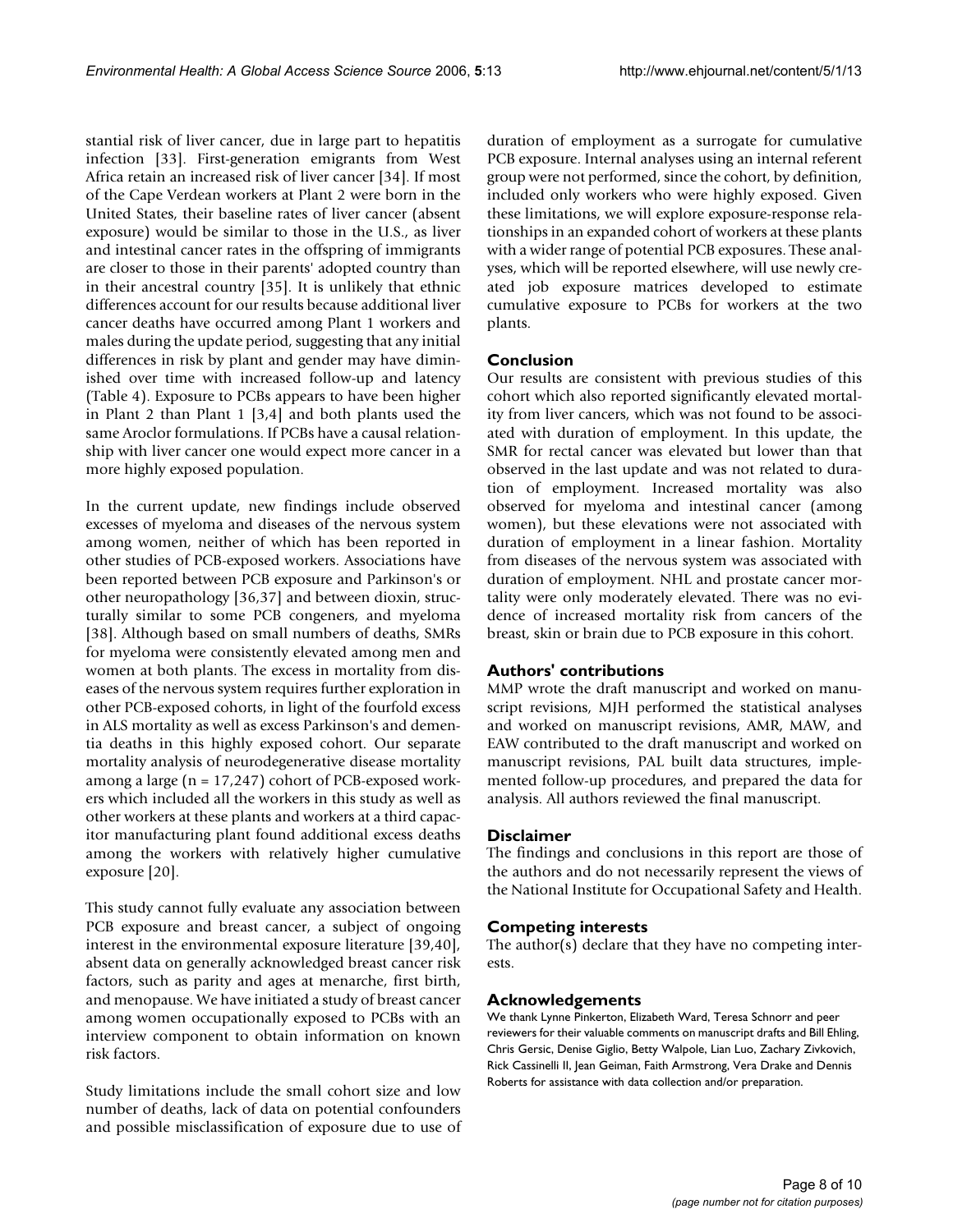stantial risk of liver cancer, due in large part to hepatitis infection [33]. First-generation emigrants from West Africa retain an increased risk of liver cancer [34]. If most of the Cape Verdean workers at Plant 2 were born in the United States, their baseline rates of liver cancer (absent exposure) would be similar to those in the U.S., as liver and intestinal cancer rates in the offspring of immigrants are closer to those in their parents' adopted country than in their ancestral country [35]. It is unlikely that ethnic differences account for our results because additional liver cancer deaths have occurred among Plant 1 workers and males during the update period, suggesting that any initial differences in risk by plant and gender may have diminished over time with increased follow-up and latency (Table 4). Exposure to PCBs appears to have been higher in Plant 2 than Plant 1 [3,4] and both plants used the same Aroclor formulations. If PCBs have a causal relationship with liver cancer one would expect more cancer in a more highly exposed population.

In the current update, new findings include observed excesses of myeloma and diseases of the nervous system among women, neither of which has been reported in other studies of PCB-exposed workers. Associations have been reported between PCB exposure and Parkinson's or other neuropathology [36,37] and between dioxin, structurally similar to some PCB congeners, and myeloma [38]. Although based on small numbers of deaths, SMRs for myeloma were consistently elevated among men and women at both plants. The excess in mortality from diseases of the nervous system requires further exploration in other PCB-exposed cohorts, in light of the fourfold excess in ALS mortality as well as excess Parkinson's and dementia deaths in this highly exposed cohort. Our separate mortality analysis of neurodegenerative disease mortality among a large (n = 17,247) cohort of PCB-exposed workers which included all the workers in this study as well as other workers at these plants and workers at a third capacitor manufacturing plant found additional excess deaths among the workers with relatively higher cumulative exposure [20].

This study cannot fully evaluate any association between PCB exposure and breast cancer, a subject of ongoing interest in the environmental exposure literature [39,40], absent data on generally acknowledged breast cancer risk factors, such as parity and ages at menarche, first birth, and menopause. We have initiated a study of breast cancer among women occupationally exposed to PCBs with an interview component to obtain information on known risk factors.

Study limitations include the small cohort size and low number of deaths, lack of data on potential confounders and possible misclassification of exposure due to use of duration of employment as a surrogate for cumulative PCB exposure. Internal analyses using an internal referent group were not performed, since the cohort, by definition, included only workers who were highly exposed. Given these limitations, we will explore exposure-response relationships in an expanded cohort of workers at these plants with a wider range of potential PCB exposures. These analyses, which will be reported elsewhere, will use newly created job exposure matrices developed to estimate cumulative exposure to PCBs for workers at the two plants.

## Conclusion

Our results are consistent with previous studies of this cohort which also reported significantly elevated mortality from liver cancers, which was not found to be associated with duration of employment. In this update, the SMR for rectal cancer was elevated but lower than that observed in the last update and was not related to duration of employment. Increased mortality was also observed for myeloma and intestinal cancer (among women), but these elevations were not associated with duration of employment in a linear fashion. Mortality from diseases of the nervous system was associated with duration of employment. NHL and prostate cancer mortality were only moderately elevated. There was no evidence of increased mortality risk from cancers of the breast, skin or brain due to PCB exposure in this cohort.

## Authors' contributions

MMP wrote the draft manuscript and worked on manuscript revisions, MJH performed the statistical analyses and worked on manuscript revisions, AMR, MAW, and EAW contributed to the draft manuscript and worked on manuscript revisions, PAL built data structures, implemented follow-up procedures, and prepared the data for analysis. All authors reviewed the final manuscript.

## Disclaimer

The findings and conclusions in this report are those of the authors and do not necessarily represent the views of the National Institute for Occupational Safety and Health.

## Competing interests

The author(s) declare that they have no competing interests.

## Acknowledgements

We thank Lynne Pinkerton, Elizabeth Ward, Teresa Schnorr and peer reviewers for their valuable comments on manuscript drafts and Bill Ehling, Chris Gersic, Denise Giglio, Betty Walpole, Lian Luo, Zachary Zivkovich, Rick Cassinelli II, Jean Geiman, Faith Armstrong, Vera Drake and Dennis Roberts for assistance with data collection and/or preparation.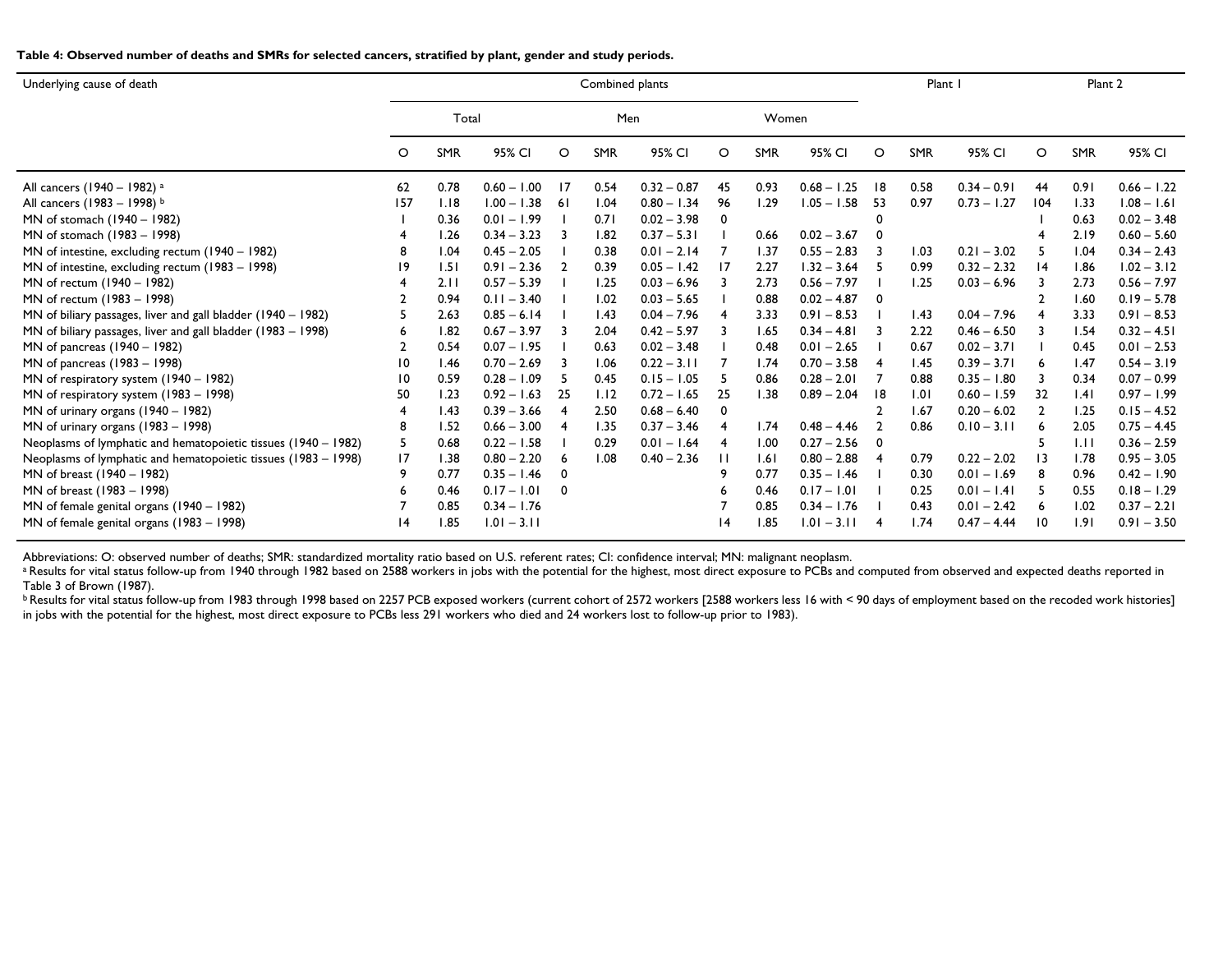**Table 4: Observed number of deaths and SMRs for selected cancers, stratified by plant, gender and study periods.**

| Underlying cause of death | Combined plants | | | | | | | | | Plant 1 | | | Plant 2 | | |
|---|---|---|---|---|---|---|---|---|---|---|---|---|---|---|---|
| | Total | | | Men | | | Women | | | | | | | | |
| | O | SMR | 95% CI | O | SMR | 95% CI | O | SMR | 95% CI | O | SMR | 95% CI | O | SMR | 95% CI |
| All cancers (1940 – 1982) [a] | 62 | 0.78 | 0.60 – 1.00 | 17 | 0.54 | 0.32 – 0.87 | 45 | 0.93 | 0.68 – 1.25 | 18 | 0.58 | 0.34 – 0.91 | 44 | 0.91 | 0.66 – 1.22 |
| All cancers (1983 – 1998) [b] | 157 | 1.18 | 1.00 – 1.38 | 61 | 1.04 | 0.80 – 1.34 | 96 | 1.29 | 1.05 – 1.58 | 53 | 0.97 | 0.73 – 1.27 | 104 | 1.33 | 1.08 – 1.61 |
| MN of stomach (1940 – 1982) | 1 | 0.36 | 0.01 – 1.99 | 1 | 0.71 | 0.02 – 3.98 | 0 | | | 0 | | | 1 | 0.63 | 0.02 – 3.48 |
| MN of stomach (1983 – 1998) | 4 | 1.26 | 0.34 – 3.23 | 3 | 1.82 | 0.37 – 5.31 | 1 | 0.66 | 0.02 – 3.67 | 0 | | | 4 | 2.19 | 0.60 – 5.60 |
| MN of intestine, excluding rectum (1940 – 1982) | 8 | 1.04 | 0.45 – 2.05 | 1 | 0.38 | 0.01 – 2.14 | 7 | 1.37 | 0.55 – 2.83 | 3 | 1.03 | 0.21 – 3.02 | 5 | 1.04 | 0.34 – 2.43 |
| MN of intestine, excluding rectum (1983 – 1998) | 19 | 1.51 | 0.91 – 2.36 | 2 | 0.39 | 0.05 – 1.42 | 17 | 2.27 | 1.32 – 3.64 | 5 | 0.99 | 0.32 – 2.32 | 14 | 1.86 | 1.02 – 3.12 |
| MN of rectum (1940 – 1982) | 4 | 2.11 | 0.57 – 5.39 | 1 | 1.25 | 0.03 – 6.96 | 3 | 2.73 | 0.56 – 7.97 | 1 | 1.25 | 0.03 – 6.96 | 3 | 2.73 | 0.56 – 7.97 |
| MN of rectum (1983 – 1998) | 2 | 0.94 | 0.11 – 3.40 | 1 | 1.02 | 0.03 – 5.65 | 1 | 0.88 | 0.02 – 4.87 | 0 | | | 2 | 1.60 | 0.19 – 5.78 |
| MN of biliary passages, liver and gall bladder (1940 – 1982) | 5 | 2.63 | 0.85 – 6.14 | 1 | 1.43 | 0.04 – 7.96 | 4 | 3.33 | 0.91 – 8.53 | 1 | 1.43 | 0.04 – 7.96 | 4 | 3.33 | 0.91 – 8.53 |
| MN of biliary passages, liver and gall bladder (1983 – 1998) | 6 | 1.82 | 0.67 – 3.97 | 3 | 2.04 | 0.42 – 5.97 | 3 | 1.65 | 0.34 – 4.81 | 3 | 2.22 | 0.46 – 6.50 | 3 | 1.54 | 0.32 – 4.51 |
| MN of pancreas (1940 – 1982) | 2 | 0.54 | 0.07 – 1.95 | 1 | 0.63 | 0.02 – 3.48 | 1 | 0.48 | 0.01 – 2.65 | 1 | 0.67 | 0.02 – 3.71 | 1 | 0.45 | 0.01 – 2.53 |
| MN of pancreas (1983 – 1998) | 10 | 1.46 | 0.70 – 2.69 | 3 | 1.06 | 0.22 – 3.11 | 7 | 1.74 | 0.70 – 3.58 | 4 | 1.45 | 0.39 – 3.71 | 6 | 1.47 | 0.54 – 3.19 |
| MN of respiratory system (1940 – 1982) | 10 | 0.59 | 0.28 – 1.09 | 5 | 0.45 | 0.15 – 1.05 | 5 | 0.86 | 0.28 – 2.01 | 7 | 0.88 | 0.35 – 1.80 | 3 | 0.34 | 0.07 – 0.99 |
| MN of respiratory system (1983 – 1998) | 50 | 1.23 | 0.92 – 1.63 | 25 | 1.12 | 0.72 – 1.65 | 25 | 1.38 | 0.89 – 2.04 | 18 | 1.01 | 0.60 – 1.59 | 32 | 1.41 | 0.97 – 1.99 |
| MN of urinary organs (1940 – 1982) | 4 | 1.43 | 0.39 – 3.66 | 4 | 2.50 | 0.68 – 6.40 | 0 | | | 2 | 1.67 | 0.20 – 6.02 | 2 | 1.25 | 0.15 – 4.52 |
| MN of urinary organs (1983 – 1998) | 8 | 1.52 | 0.66 – 3.00 | 4 | 1.35 | 0.37 – 3.46 | 4 | 1.74 | 0.48 – 4.46 | 2 | 0.86 | 0.10 – 3.11 | 6 | 2.05 | 0.75 – 4.45 |
| Neoplasms of lymphatic and hematopoietic tissues (1940 – 1982) | 5 | 0.68 | 0.22 – 1.58 | 1 | 0.29 | 0.01 – 1.64 | 4 | 1.00 | 0.27 – 2.56 | 0 | | | 5 | 1.11 | 0.36 – 2.59 |
| Neoplasms of lymphatic and hematopoietic tissues (1983 – 1998) | 17 | 1.38 | 0.80 – 2.20 | 6 | 1.08 | 0.40 – 2.36 | 11 | 1.61 | 0.80 – 2.88 | 4 | 0.79 | 0.22 – 2.02 | 13 | 1.78 | 0.95 – 3.05 |
| MN of breast (1940 – 1982) | 9 | 0.77 | 0.35 – 1.46 | 0 | | | 9 | 0.77 | 0.35 – 1.46 | 1 | 0.30 | 0.01 – 1.69 | 8 | 0.96 | 0.42 – 1.90 |
| MN of breast (1983 – 1998) | 6 | 0.46 | 0.17 – 1.01 | 0 | | | 6 | 0.46 | 0.17 – 1.01 | 1 | 0.25 | 0.01 – 1.41 | 5 | 0.55 | 0.18 – 1.29 |
| MN of female genital organs (1940 – 1982) | 7 | 0.85 | 0.34 – 1.76 | | | | 7 | 0.85 | 0.34 – 1.76 | 1 | 0.43 | 0.01 – 2.42 | 6 | 1.02 | 0.37 – 2.21 |
| MN of female genital organs (1983 – 1998) | 14 | 1.85 | 1.01 – 3.11 | | | | 14 | 1.85 | 1.01 – 3.11 | 4 | 1.74 | 0.47 – 4.44 | 10 | 1.91 | 0.91 – 3.50 |

Abbreviations: O: observed number of deaths; SMR: standardized mortality ratio based on U.S. referent rates; CI: confidence interval; MN: malignant neoplasm.

[a] Results for vital status follow-up from 1940 through 1982 based on 2588 workers in jobs with the potential for the highest, most direct exposure to PCBs and computed from observed and expected deaths reported in Table 3 of Brown (1987).

[b] Results for vital status follow-up from 1983 through 1998 based on 2257 PCB exposed workers (current cohort of 2572 workers [2588 workers less 16 with < 90 days of employment based on the recoded work histories] in jobs with the potential for the highest, most direct exposure to PCBs less 291 workers who died and 24 workers lost to follow-up prior to 1983).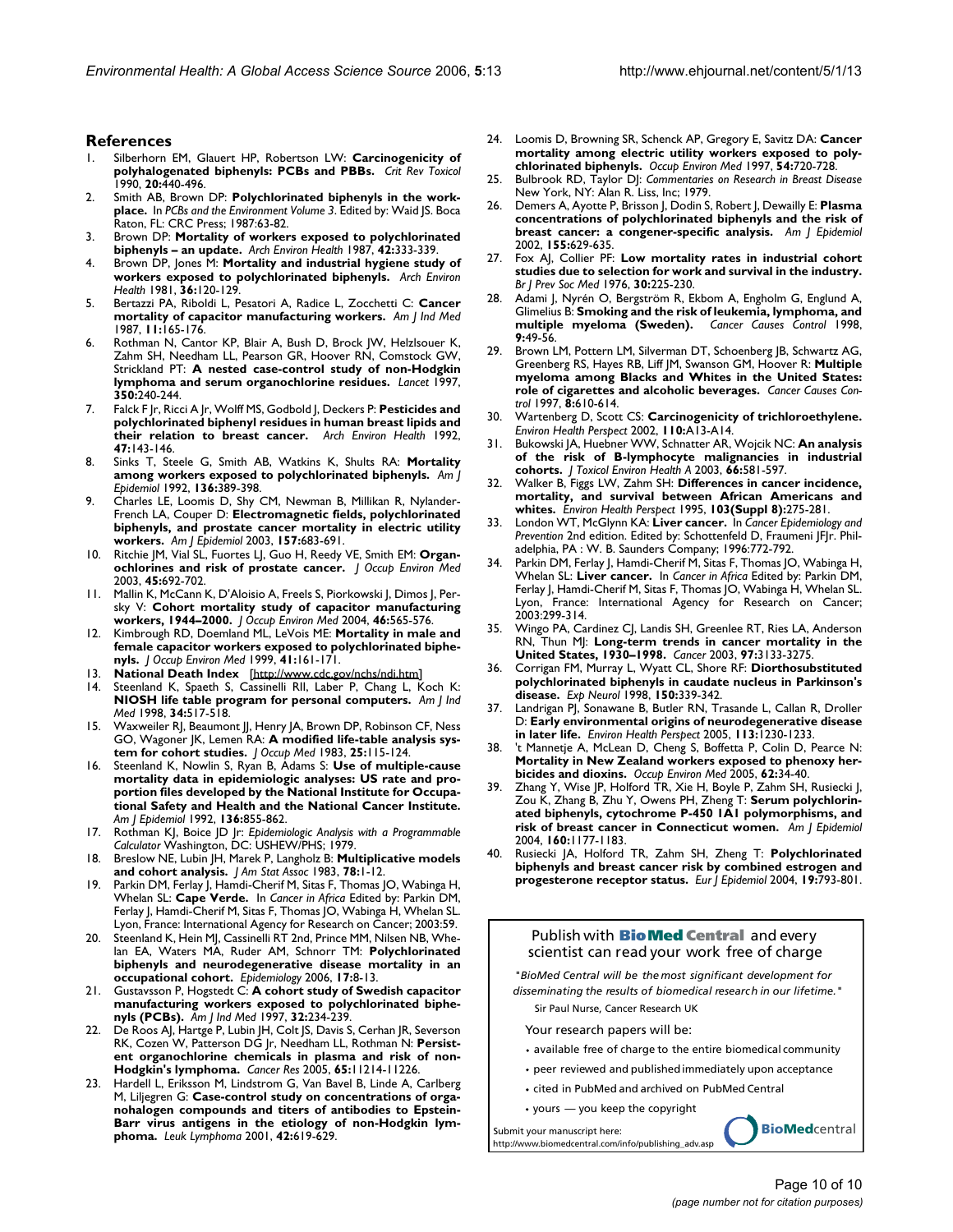## References

1. Silberhorn EM, Glauert HP, Robertson LW: **Carcinogenicity of polyhalogenated biphenyls: PCBs and PBBs.** *Crit Rev Toxicol* 1990, **20:**440-496.
2. Smith AB, Brown DP: **Polychlorinated biphenyls in the workplace.** In *PCBs and the Environment Volume 3*. Edited by: Waid JS. Boca Raton, FL: CRC Press; 1987:63-82.
3. Brown DP: **Mortality of workers exposed to polychlorinated biphenyls – an update.** *Arch Environ Health* 1987, **42:**333-339.
4. Brown DP, Jones M: **Mortality and industrial hygiene study of workers exposed to polychlorinated biphenyls.** *Arch Environ Health* 1981, **36:**120-129.
5. Bertazzi PA, Riboldi L, Pesatori A, Radice L, Zocchetti C: **Cancer mortality of capacitor manufacturing workers.** *Am J Ind Med* 1987, **11:**165-176.
6. Rothman N, Cantor KP, Blair A, Bush D, Brock JW, Helzlsouer K, Zahm SH, Needham LL, Pearson GR, Hoover RN, Comstock GW, Strickland PT: **A nested case-control study of non-Hodgkin lymphoma and serum organochlorine residues.** *Lancet* 1997, **350:**240-244.
7. Falck F Jr, Ricci A Jr, Wolff MS, Godbold J, Deckers P: **Pesticides and polychlorinated biphenyl residues in human breast lipids and their relation to breast cancer.** *Arch Environ Health* 1992, **47:**143-146.
8. Sinks T, Steele G, Smith AB, Watkins K, Shults RA: **Mortality among workers exposed to polychlorinated biphenyls.** *Am J Epidemiol* 1992, **136:**389-398.
9. Charles LE, Loomis D, Shy CM, Newman B, Millikan R, Nylander-French LA, Couper D: **Electromagnetic fields, polychlorinated biphenyls, and prostate cancer mortality in electric utility workers.** *Am J Epidemiol* 2003, **157:**683-691.
10. Ritchie JM, Vial SL, Fuortes LJ, Guo H, Reedy VE, Smith EM: **Organochlorines and risk of prostate cancer.** *J Occup Environ Med* 2003, **45:**692-702.
11. Mallin K, McCann K, D'Aloisio A, Freels S, Piorkowski J, Dimos J, Persky V: **Cohort mortality study of capacitor manufacturing workers, 1944–2000.** *J Occup Environ Med* 2004, **46:**565-576.
12. Kimbrough RD, Doemland ML, LeVois ME: **Mortality in male and female capacitor workers exposed to polychlorinated biphenyls.** *J Occup Environ Med* 1999, **41:**161-171.
13. **National Death Index** [http://www.cdc.gov/nchs/ndi.htm]
14. Steenland K, Spaeth S, Cassinelli RII, Laber P, Chang L, Koch K: **NIOSH life table program for personal computers.** *Am J Ind Med* 1998, **34:**517-518.
15. Waxweiler RJ, Beaumont JJ, Henry JA, Brown DP, Robinson CF, Ness GO, Wagoner JK, Lemen RA: **A modified life-table analysis system for cohort studies.** *J Occup Med* 1983, **25:**115-124.
16. Steenland K, Nowlin S, Ryan B, Adams S: **Use of multiple-cause mortality data in epidemiologic analyses: US rate and proportion files developed by the National Institute for Occupational Safety and Health and the National Cancer Institute.** *Am J Epidemiol* 1992, **136:**855-862.
17. Rothman KJ, Boice JD Jr: *Epidemiologic Analysis with a Programmable Calculator* Washington, DC: USHEW/PHS; 1979.
18. Breslow NE, Lubin JH, Marek P, Langholz B: **Multiplicative models and cohort analysis.** *J Am Stat Assoc* 1983, **78:**1-12.
19. Parkin DM, Ferlay J, Hamdi-Cherif M, Sitas F, Thomas JO, Wabinga H, Whelan SL: **Cape Verde.** In *Cancer in Africa* Edited by: Parkin DM, Ferlay J, Hamdi-Cherif M, Sitas F, Thomas JO, Wabinga H, Whelan SL. Lyon, France: International Agency for Research on Cancer; 2003:59.
20. Steenland K, Hein MJ, Cassinelli RT 2nd, Prince MM, Nilsen NB, Whelan EA, Waters MA, Ruder AM, Schnorr TM: **Polychlorinated biphenyls and neurodegenerative disease mortality in an occupational cohort.** *Epidemiology* 2006, **17:**8-13.
21. Gustavsson P, Hogstedt C: **A cohort study of Swedish capacitor manufacturing workers exposed to polychlorinated biphenyls (PCBs).** *Am J Ind Med* 1997, **32:**234-239.
22. De Roos AJ, Hartge P, Lubin JH, Colt JS, Davis S, Cerhan JR, Severson RK, Cozen W, Patterson DG Jr, Needham LL, Rothman N: **Persistent organochlorine chemicals in plasma and risk of non-Hodgkin's lymphoma.** *Cancer Res* 2005, **65:**11214-11226.
23. Hardell L, Eriksson M, Lindstrom G, Van Bavel B, Linde A, Carlberg M, Liljegren G: **Case-control study on concentrations of organohalogen compounds and titers of antibodies to Epstein-Barr virus antigens in the etiology of non-Hodgkin lymphoma.** *Leuk Lymphoma* 2001, **42:**619-629.
24. Loomis D, Browning SR, Schenck AP, Gregory E, Savitz DA: **Cancer mortality among electric utility workers exposed to polychlorinated biphenyls.** *Occup Environ Med* 1997, **54:**720-728.
25. Bulbrook RD, Taylor DJ: *Commentaries on Research in Breast Disease* New York, NY: Alan R. Liss, Inc; 1979.
26. Demers A, Ayotte P, Brisson J, Dodin S, Robert J, Dewailly E: **Plasma concentrations of polychlorinated biphenyls and the risk of breast cancer: a congener-specific analysis.** *Am J Epidemiol* 2002, **155:**629-635.
27. Fox AJ, Collier PF: **Low mortality rates in industrial cohort studies due to selection for work and survival in the industry.** *Br J Prev Soc Med* 1976, **30:**225-230.
28. Adami J, Nyrén O, Bergström R, Ekbom A, Engholm G, Englund A, Glimelius B: **Smoking and the risk of leukemia, lymphoma, and multiple myeloma (Sweden).** *Cancer Causes Control* 1998, **9:**49-56.
29. Brown LM, Pottern LM, Silverman DT, Schoenberg JB, Schwartz AG, Greenberg RS, Hayes RB, Liff JM, Swanson GM, Hoover R: **Multiple myeloma among Blacks and Whites in the United States: role of cigarettes and alcoholic beverages.** *Cancer Causes Control* 1997, **8:**610-614.
30. Wartenberg D, Scott CS: **Carcinogenicity of trichloroethylene.** *Environ Health Perspect* 2002, **110:**A13-A14.
31. Bukowski JA, Huebner WW, Schnatter AR, Wojcik NC: **An analysis of the risk of B-lymphocyte malignancies in industrial cohorts.** *J Toxicol Environ Health A* 2003, **66:**581-597.
32. Walker B, Figgs LW, Zahm SH: **Differences in cancer incidence, mortality, and survival between African Americans and whites.** *Environ Health Perspect* 1995, **103(Suppl 8):**275-281.
33. London WT, McGlynn KA: **Liver cancer.** In *Cancer Epidemiology and Prevention* 2nd edition. Edited by: Schottenfeld D, Fraumeni JFJr. Philadelphia, PA : W. B. Saunders Company; 1996:772-792.
34. Parkin DM, Ferlay J, Hamdi-Cherif M, Sitas F, Thomas JO, Wabinga H, Whelan SL: **Liver cancer.** In *Cancer in Africa* Edited by: Parkin DM, Ferlay J, Hamdi-Cherif M, Sitas F, Thomas JO, Wabinga H, Whelan SL. Lyon, France: International Agency for Research on Cancer; 2003:299-314.
35. Wingo PA, Cardinez CJ, Landis SH, Greenlee RT, Ries LA, Anderson RN, Thun MJ: **Long-term trends in cancer mortality in the United States, 1930–1998.** *Cancer* 2003, **97:**3133-3275.
36. Corrigan FM, Murray L, Wyatt CL, Shore RF: **Diorthosubstituted polychlorinated biphenyls in caudate nucleus in Parkinson's disease.** *Exp Neurol* 1998, **150:**339-342.
37. Landrigan PJ, Sonawane B, Butler RN, Trasande L, Callan R, Droller D: **Early environmental origins of neurodegenerative disease in later life.** *Environ Health Perspect* 2005, **113:**1230-1233.
38. 't Mannetje A, McLean D, Cheng S, Boffetta P, Colin D, Pearce N: **Mortality in New Zealand workers exposed to phenoxy herbicides and dioxins.** *Occup Environ Med* 2005, **62:**34-40.
39. Zhang Y, Wise JP, Holford TR, Xie H, Boyle P, Zahm SH, Rusiecki J, Zou K, Zhang B, Zhu Y, Owens PH, Zheng T: **Serum polychlorinated biphenyls, cytochrome P-450 1A1 polymorphisms, and risk of breast cancer in Connecticut women.** *Am J Epidemiol* 2004, **160:**1177-1183.
40. Rusiecki JA, Holford TR, Zahm SH, Zheng T: **Polychlorinated biphenyls and breast cancer risk by combined estrogen and progesterone receptor status.** *Eur J Epidemiol* 2004, **19:**793-801.

Publish with **BioMed Central** and every scientist can read your work free of charge

*"BioMed Central will be the most significant development for disseminating the results of biomedical research in our lifetime."*

Sir Paul Nurse, Cancer Research UK

Your research papers will be:

- available free of charge to the entire biomedical community
- peer reviewed and published immediately upon acceptance
- cited in PubMed and archived on PubMed Central
- yours — you keep the copyright

Submit your manuscript here:
http://www.biomedcentral.com/info/publishing_adv.asp

**BioMed**central